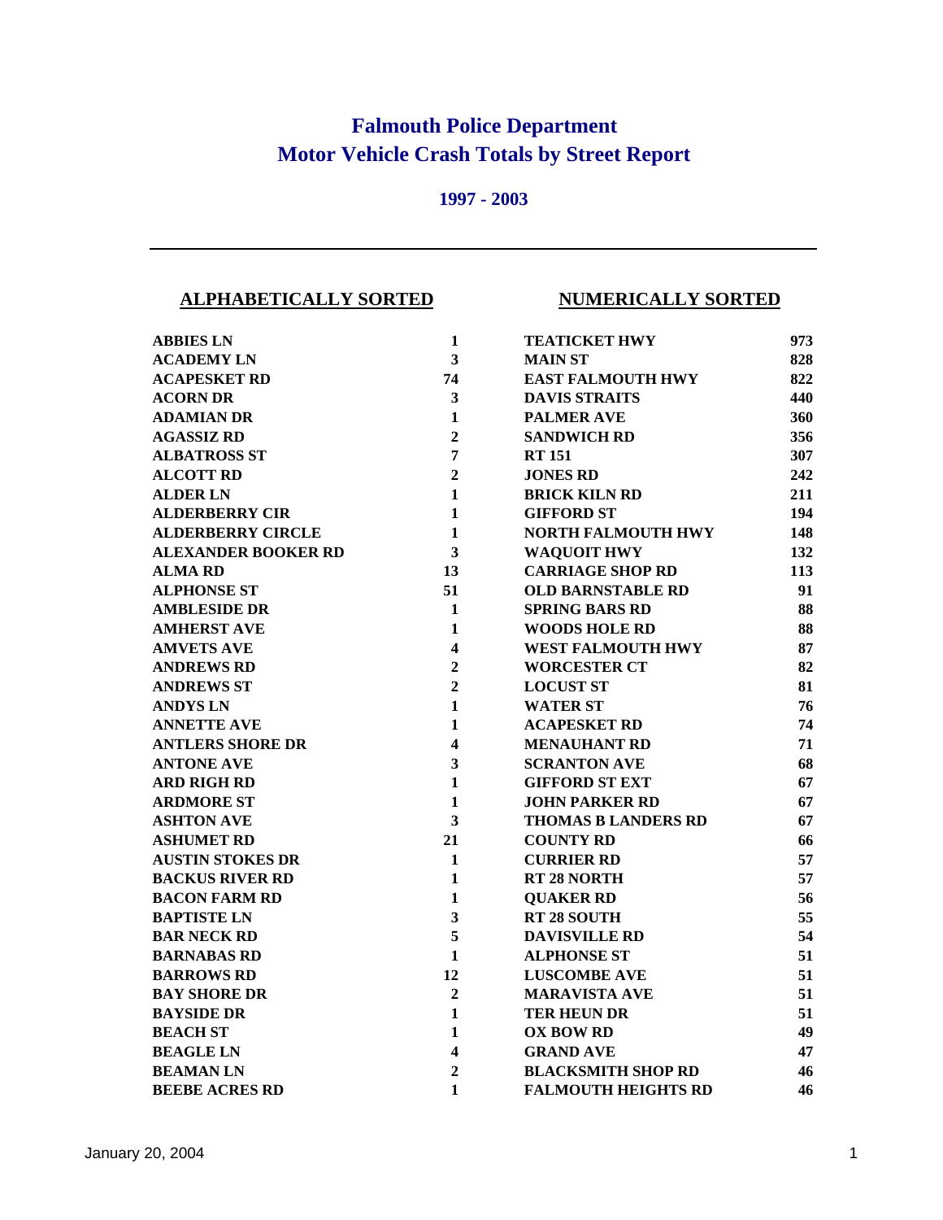# Falmouth Police Department
# Motor Vehicle Crash Totals by Street Report

### 1997 - 2003

---

## ALPHABETICALLY SORTED

| Street | Total |
|---|---|
| ABBIES LN | 1 |
| ACADEMY LN | 3 |
| ACAPESKET RD | 74 |
| ACORN DR | 3 |
| ADAMIAN DR | 1 |
| AGASSIZ RD | 2 |
| ALBATROSS ST | 7 |
| ALCOTT RD | 2 |
| ALDER LN | 1 |
| ALDERBERRY CIR | 1 |
| ALDERBERRY CIRCLE | 1 |
| ALEXANDER BOOKER RD | 3 |
| ALMA RD | 13 |
| ALPHONSE ST | 51 |
| AMBLESIDE DR | 1 |
| AMHERST AVE | 1 |
| AMVETS AVE | 4 |
| ANDREWS RD | 2 |
| ANDREWS ST | 2 |
| ANDYS LN | 1 |
| ANNETTE AVE | 1 |
| ANTLERS SHORE DR | 4 |
| ANTONE AVE | 3 |
| ARD RIGH RD | 1 |
| ARDMORE ST | 1 |
| ASHTON AVE | 3 |
| ASHUMET RD | 21 |
| AUSTIN STOKES DR | 1 |
| BACKUS RIVER RD | 1 |
| BACON FARM RD | 1 |
| BAPTISTE LN | 3 |
| BAR NECK RD | 5 |
| BARNABAS RD | 1 |
| BARROWS RD | 12 |
| BAY SHORE DR | 2 |
| BAYSIDE DR | 1 |
| BEACH ST | 1 |
| BEAGLE LN | 4 |
| BEAMAN LN | 2 |
| BEEBE ACRES RD | 1 |

## NUMERICALLY SORTED

| Street | Total |
|---|---|
| TEATICKET HWY | 973 |
| MAIN ST | 828 |
| EAST FALMOUTH HWY | 822 |
| DAVIS STRAITS | 440 |
| PALMER AVE | 360 |
| SANDWICH RD | 356 |
| RT 151 | 307 |
| JONES RD | 242 |
| BRICK KILN RD | 211 |
| GIFFORD ST | 194 |
| NORTH FALMOUTH HWY | 148 |
| WAQUOIT HWY | 132 |
| CARRIAGE SHOP RD | 113 |
| OLD BARNSTABLE RD | 91 |
| SPRING BARS RD | 88 |
| WOODS HOLE RD | 88 |
| WEST FALMOUTH HWY | 87 |
| WORCESTER CT | 82 |
| LOCUST ST | 81 |
| WATER ST | 76 |
| ACAPESKET RD | 74 |
| MENAUHANT RD | 71 |
| SCRANTON AVE | 68 |
| GIFFORD ST EXT | 67 |
| JOHN PARKER RD | 67 |
| THOMAS B LANDERS RD | 67 |
| COUNTY RD | 66 |
| CURRIER RD | 57 |
| RT 28 NORTH | 57 |
| QUAKER RD | 56 |
| RT 28 SOUTH | 55 |
| DAVISVILLE RD | 54 |
| ALPHONSE ST | 51 |
| LUSCOMBE AVE | 51 |
| MARAVISTA AVE | 51 |
| TER HEUN DR | 51 |
| OX BOW RD | 49 |
| GRAND AVE | 47 |
| BLACKSMITH SHOP RD | 46 |
| FALMOUTH HEIGHTS RD | 46 |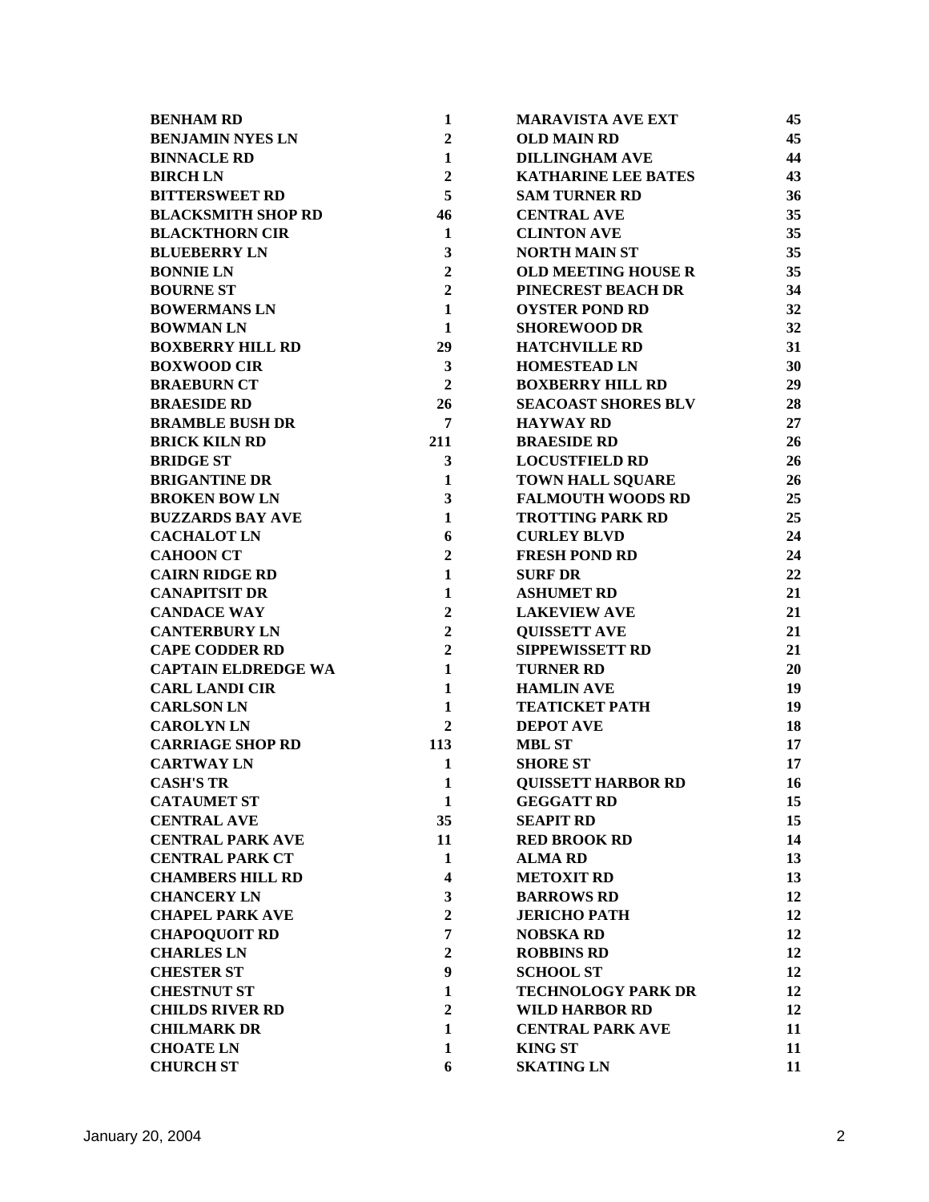| | | | |
|---|---|---|---|
| BENHAM RD | 1 | MARAVISTA AVE EXT | 45 |
| BENJAMIN NYES LN | 2 | OLD MAIN RD | 45 |
| BINNACLE RD | 1 | DILLINGHAM AVE | 44 |
| BIRCH LN | 2 | KATHARINE LEE BATES | 43 |
| BITTERSWEET RD | 5 | SAM TURNER RD | 36 |
| BLACKSMITH SHOP RD | 46 | CENTRAL AVE | 35 |
| BLACKTHORN CIR | 1 | CLINTON AVE | 35 |
| BLUEBERRY LN | 3 | NORTH MAIN ST | 35 |
| BONNIE LN | 2 | OLD MEETING HOUSE R | 35 |
| BOURNE ST | 2 | PINECREST BEACH DR | 34 |
| BOWERMANS LN | 1 | OYSTER POND RD | 32 |
| BOWMAN LN | 1 | SHOREWOOD DR | 32 |
| BOXBERRY HILL RD | 29 | HATCHVILLE RD | 31 |
| BOXWOOD CIR | 3 | HOMESTEAD LN | 30 |
| BRAEBURN CT | 2 | BOXBERRY HILL RD | 29 |
| BRAESIDE RD | 26 | SEACOAST SHORES BLV | 28 |
| BRAMBLE BUSH DR | 7 | HAYWAY RD | 27 |
| BRICK KILN RD | 211 | BRAESIDE RD | 26 |
| BRIDGE ST | 3 | LOCUSTFIELD RD | 26 |
| BRIGANTINE DR | 1 | TOWN HALL SQUARE | 26 |
| BROKEN BOW LN | 3 | FALMOUTH WOODS RD | 25 |
| BUZZARDS BAY AVE | 1 | TROTTING PARK RD | 25 |
| CACHALOT LN | 6 | CURLEY BLVD | 24 |
| CAHOON CT | 2 | FRESH POND RD | 24 |
| CAIRN RIDGE RD | 1 | SURF DR | 22 |
| CANAPITSIT DR | 1 | ASHUMET RD | 21 |
| CANDACE WAY | 2 | LAKEVIEW AVE | 21 |
| CANTERBURY LN | 2 | QUISSETT AVE | 21 |
| CAPE CODDER RD | 2 | SIPPEWISSETT RD | 21 |
| CAPTAIN ELDREDGE WA | 1 | TURNER RD | 20 |
| CARL LANDI CIR | 1 | HAMLIN AVE | 19 |
| CARLSON LN | 1 | TEATICKET PATH | 19 |
| CAROLYN LN | 2 | DEPOT AVE | 18 |
| CARRIAGE SHOP RD | 113 | MBL ST | 17 |
| CARTWAY LN | 1 | SHORE ST | 17 |
| CASH'S TR | 1 | QUISSETT HARBOR RD | 16 |
| CATAUMET ST | 1 | GEGGATT RD | 15 |
| CENTRAL AVE | 35 | SEAPIT RD | 15 |
| CENTRAL PARK AVE | 11 | RED BROOK RD | 14 |
| CENTRAL PARK CT | 1 | ALMA RD | 13 |
| CHAMBERS HILL RD | 4 | METOXIT RD | 13 |
| CHANCERY LN | 3 | BARROWS RD | 12 |
| CHAPEL PARK AVE | 2 | JERICHO PATH | 12 |
| CHAPOQUOIT RD | 7 | NOBSKA RD | 12 |
| CHARLES LN | 2 | ROBBINS RD | 12 |
| CHESTER ST | 9 | SCHOOL ST | 12 |
| CHESTNUT ST | 1 | TECHNOLOGY PARK DR | 12 |
| CHILDS RIVER RD | 2 | WILD HARBOR RD | 12 |
| CHILMARK DR | 1 | CENTRAL PARK AVE | 11 |
| CHOATE LN | 1 | KING ST | 11 |
| CHURCH ST | 6 | SKATING LN | 11 |

January 20, 2004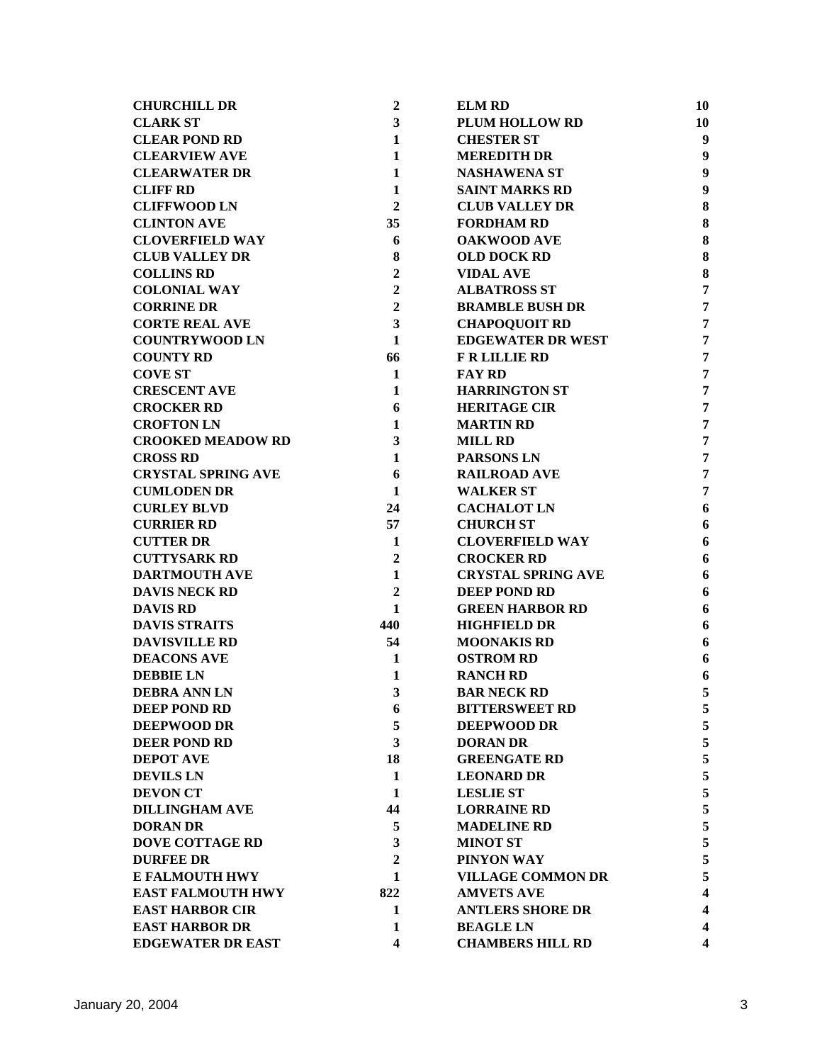| | | | |
|---|---|---|---|
| CHURCHILL DR | 2 | ELM RD | 10 |
| CLARK ST | 3 | PLUM HOLLOW RD | 10 |
| CLEAR POND RD | 1 | CHESTER ST | 9 |
| CLEARVIEW AVE | 1 | MEREDITH DR | 9 |
| CLEARWATER DR | 1 | NASHAWENA ST | 9 |
| CLIFF RD | 1 | SAINT MARKS RD | 9 |
| CLIFFWOOD LN | 2 | CLUB VALLEY DR | 8 |
| CLINTON AVE | 35 | FORDHAM RD | 8 |
| CLOVERFIELD WAY | 6 | OAKWOOD AVE | 8 |
| CLUB VALLEY DR | 8 | OLD DOCK RD | 8 |
| COLLINS RD | 2 | VIDAL AVE | 8 |
| COLONIAL WAY | 2 | ALBATROSS ST | 7 |
| CORRINE DR | 2 | BRAMBLE BUSH DR | 7 |
| CORTE REAL AVE | 3 | CHAPOQUOIT RD | 7 |
| COUNTRYWOOD LN | 1 | EDGEWATER DR WEST | 7 |
| COUNTY RD | 66 | F R LILLIE RD | 7 |
| COVE ST | 1 | FAY RD | 7 |
| CRESCENT AVE | 1 | HARRINGTON ST | 7 |
| CROCKER RD | 6 | HERITAGE CIR | 7 |
| CROFTON LN | 1 | MARTIN RD | 7 |
| CROOKED MEADOW RD | 3 | MILL RD | 7 |
| CROSS RD | 1 | PARSONS LN | 7 |
| CRYSTAL SPRING AVE | 6 | RAILROAD AVE | 7 |
| CUMLODEN DR | 1 | WALKER ST | 7 |
| CURLEY BLVD | 24 | CACHALOT LN | 6 |
| CURRIER RD | 57 | CHURCH ST | 6 |
| CUTTER DR | 1 | CLOVERFIELD WAY | 6 |
| CUTTYSARK RD | 2 | CROCKER RD | 6 |
| DARTMOUTH AVE | 1 | CRYSTAL SPRING AVE | 6 |
| DAVIS NECK RD | 2 | DEEP POND RD | 6 |
| DAVIS RD | 1 | GREEN HARBOR RD | 6 |
| DAVIS STRAITS | 440 | HIGHFIELD DR | 6 |
| DAVISVILLE RD | 54 | MOONAKIS RD | 6 |
| DEACONS AVE | 1 | OSTROM RD | 6 |
| DEBBIE LN | 1 | RANCH RD | 6 |
| DEBRA ANN LN | 3 | BAR NECK RD | 5 |
| DEEP POND RD | 6 | BITTERSWEET RD | 5 |
| DEEPWOOD DR | 5 | DEEPWOOD DR | 5 |
| DEER POND RD | 3 | DORAN DR | 5 |
| DEPOT AVE | 18 | GREENGATE RD | 5 |
| DEVILS LN | 1 | LEONARD DR | 5 |
| DEVON CT | 1 | LESLIE ST | 5 |
| DILLINGHAM AVE | 44 | LORRAINE RD | 5 |
| DORAN DR | 5 | MADELINE RD | 5 |
| DOVE COTTAGE RD | 3 | MINOT ST | 5 |
| DURFEE DR | 2 | PINYON WAY | 5 |
| E FALMOUTH HWY | 1 | VILLAGE COMMON DR | 5 |
| EAST FALMOUTH HWY | 822 | AMVETS AVE | 4 |
| EAST HARBOR CIR | 1 | ANTLERS SHORE DR | 4 |
| EAST HARBOR DR | 1 | BEAGLE LN | 4 |
| EDGEWATER DR EAST | 4 | CHAMBERS HILL RD | 4 |

January 20, 2004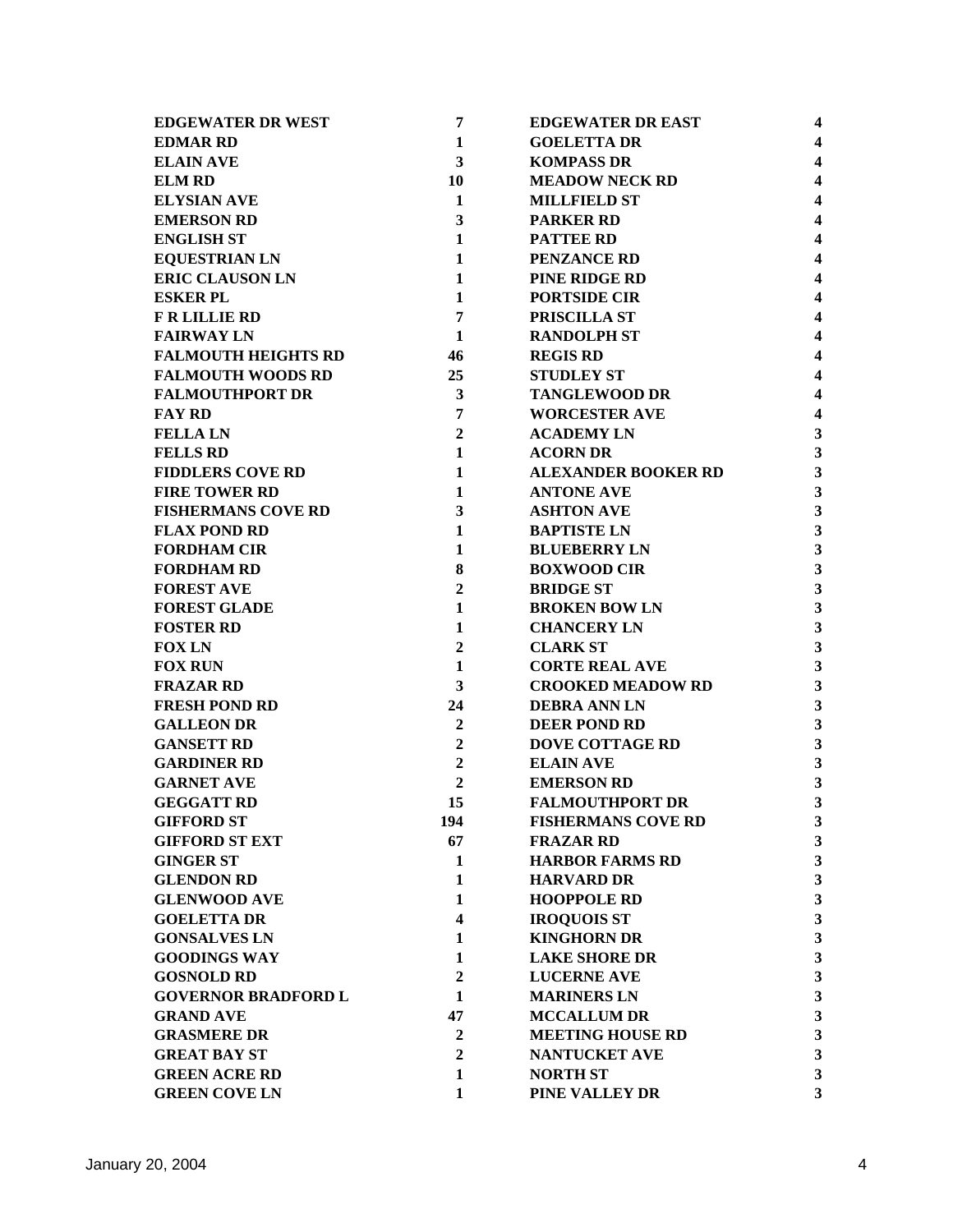| | | | |
|---|---|---|---|
| EDGEWATER DR WEST | 7 | EDGEWATER DR EAST | 4 |
| EDMAR RD | 1 | GOELETTA DR | 4 |
| ELAIN AVE | 3 | KOMPASS DR | 4 |
| ELM RD | 10 | MEADOW NECK RD | 4 |
| ELYSIAN AVE | 1 | MILLFIELD ST | 4 |
| EMERSON RD | 3 | PARKER RD | 4 |
| ENGLISH ST | 1 | PATTEE RD | 4 |
| EQUESTRIAN LN | 1 | PENZANCE RD | 4 |
| ERIC CLAUSON LN | 1 | PINE RIDGE RD | 4 |
| ESKER PL | 1 | PORTSIDE CIR | 4 |
| F R LILLIE RD | 7 | PRISCILLA ST | 4 |
| FAIRWAY LN | 1 | RANDOLPH ST | 4 |
| FALMOUTH HEIGHTS RD | 46 | REGIS RD | 4 |
| FALMOUTH WOODS RD | 25 | STUDLEY ST | 4 |
| FALMOUTHPORT DR | 3 | TANGLEWOOD DR | 4 |
| FAY RD | 7 | WORCESTER AVE | 4 |
| FELLA LN | 2 | ACADEMY LN | 3 |
| FELLS RD | 1 | ACORN DR | 3 |
| FIDDLERS COVE RD | 1 | ALEXANDER BOOKER RD | 3 |
| FIRE TOWER RD | 1 | ANTONE AVE | 3 |
| FISHERMANS COVE RD | 3 | ASHTON AVE | 3 |
| FLAX POND RD | 1 | BAPTISTE LN | 3 |
| FORDHAM CIR | 1 | BLUEBERRY LN | 3 |
| FORDHAM RD | 8 | BOXWOOD CIR | 3 |
| FOREST AVE | 2 | BRIDGE ST | 3 |
| FOREST GLADE | 1 | BROKEN BOW LN | 3 |
| FOSTER RD | 1 | CHANCERY LN | 3 |
| FOX LN | 2 | CLARK ST | 3 |
| FOX RUN | 1 | CORTE REAL AVE | 3 |
| FRAZAR RD | 3 | CROOKED MEADOW RD | 3 |
| FRESH POND RD | 24 | DEBRA ANN LN | 3 |
| GALLEON DR | 2 | DEER POND RD | 3 |
| GANSETT RD | 2 | DOVE COTTAGE RD | 3 |
| GARDINER RD | 2 | ELAIN AVE | 3 |
| GARNET AVE | 2 | EMERSON RD | 3 |
| GEGGATT RD | 15 | FALMOUTHPORT DR | 3 |
| GIFFORD ST | 194 | FISHERMANS COVE RD | 3 |
| GIFFORD ST EXT | 67 | FRAZAR RD | 3 |
| GINGER ST | 1 | HARBOR FARMS RD | 3 |
| GLENDON RD | 1 | HARVARD DR | 3 |
| GLENWOOD AVE | 1 | HOOPPOLE RD | 3 |
| GOELETTA DR | 4 | IROQUOIS ST | 3 |
| GONSALVES LN | 1 | KINGHORN DR | 3 |
| GOODINGS WAY | 1 | LAKE SHORE DR | 3 |
| GOSNOLD RD | 2 | LUCERNE AVE | 3 |
| GOVERNOR BRADFORD L | 1 | MARINERS LN | 3 |
| GRAND AVE | 47 | MCCALLUM DR | 3 |
| GRASMERE DR | 2 | MEETING HOUSE RD | 3 |
| GREAT BAY ST | 2 | NANTUCKET AVE | 3 |
| GREEN ACRE RD | 1 | NORTH ST | 3 |
| GREEN COVE LN | 1 | PINE VALLEY DR | 3 |

January 20, 2004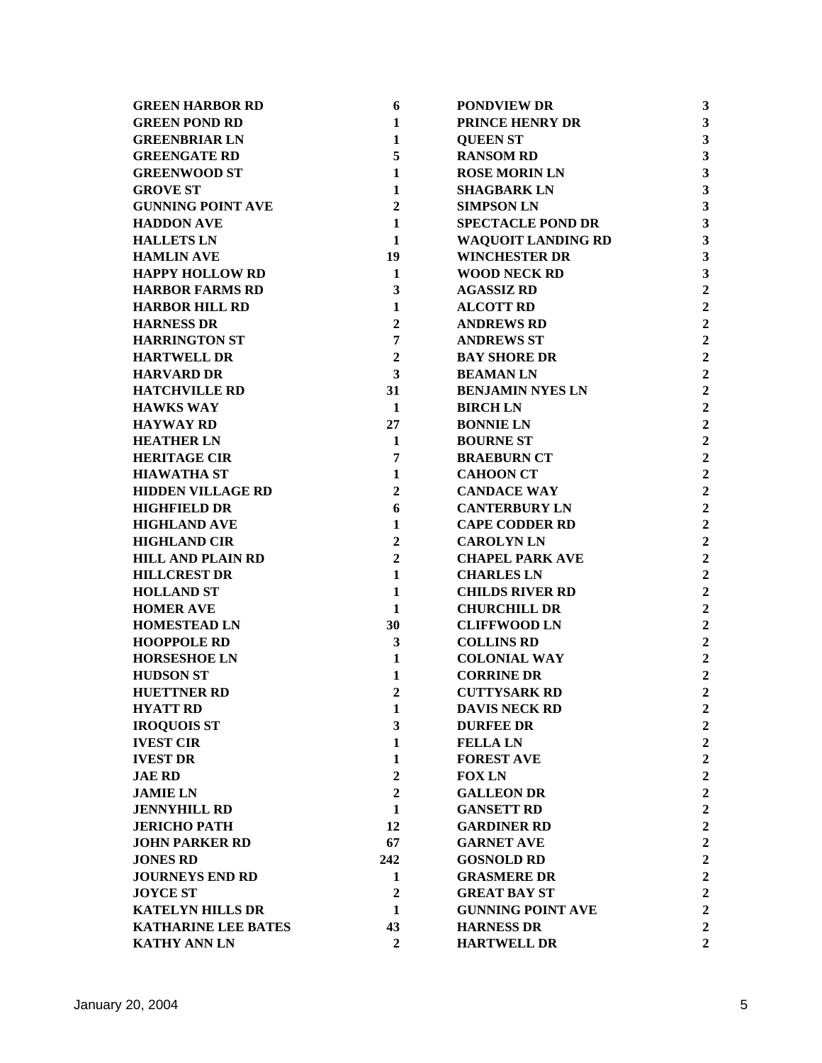| | |
|---|---|
| GREEN HARBOR RD | 6 |
| GREEN POND RD | 1 |
| GREENBRIAR LN | 1 |
| GREENGATE RD | 5 |
| GREENWOOD ST | 1 |
| GROVE ST | 1 |
| GUNNING POINT AVE | 2 |
| HADDON AVE | 1 |
| HALLETS LN | 1 |
| HAMLIN AVE | 19 |
| HAPPY HOLLOW RD | 1 |
| HARBOR FARMS RD | 3 |
| HARBOR HILL RD | 1 |
| HARNESS DR | 2 |
| HARRINGTON ST | 7 |
| HARTWELL DR | 2 |
| HARVARD DR | 3 |
| HATCHVILLE RD | 31 |
| HAWKS WAY | 1 |
| HAYWAY RD | 27 |
| HEATHER LN | 1 |
| HERITAGE CIR | 7 |
| HIAWATHA ST | 1 |
| HIDDEN VILLAGE RD | 2 |
| HIGHFIELD DR | 6 |
| HIGHLAND AVE | 1 |
| HIGHLAND CIR | 2 |
| HILL AND PLAIN RD | 2 |
| HILLCREST DR | 1 |
| HOLLAND ST | 1 |
| HOMER AVE | 1 |
| HOMESTEAD LN | 30 |
| HOOPPOLE RD | 3 |
| HORSESHOE LN | 1 |
| HUDSON ST | 1 |
| HUETTNER RD | 2 |
| HYATT RD | 1 |
| IROQUOIS ST | 3 |
| IVEST CIR | 1 |
| IVEST DR | 1 |
| JAE RD | 2 |
| JAMIE LN | 2 |
| JENNYHILL RD | 1 |
| JERICHO PATH | 12 |
| JOHN PARKER RD | 67 |
| JONES RD | 242 |
| JOURNEYS END RD | 1 |
| JOYCE ST | 2 |
| KATELYN HILLS DR | 1 |
| KATHARINE LEE BATES | 43 |
| KATHY ANN LN | 2 |
| PONDVIEW DR | 3 |
| PRINCE HENRY DR | 3 |
| QUEEN ST | 3 |
| RANSOM RD | 3 |
| ROSE MORIN LN | 3 |
| SHAGBARK LN | 3 |
| SIMPSON LN | 3 |
| SPECTACLE POND DR | 3 |
| WAQUOIT LANDING RD | 3 |
| WINCHESTER DR | 3 |
| WOOD NECK RD | 3 |
| AGASSIZ RD | 2 |
| ALCOTT RD | 2 |
| ANDREWS RD | 2 |
| ANDREWS ST | 2 |
| BAY SHORE DR | 2 |
| BEAMAN LN | 2 |
| BENJAMIN NYES LN | 2 |
| BIRCH LN | 2 |
| BONNIE LN | 2 |
| BOURNE ST | 2 |
| BRAEBURN CT | 2 |
| CAHOON CT | 2 |
| CANDACE WAY | 2 |
| CANTERBURY LN | 2 |
| CAPE CODDER RD | 2 |
| CAROLYN LN | 2 |
| CHAPEL PARK AVE | 2 |
| CHARLES LN | 2 |
| CHILDS RIVER RD | 2 |
| CHURCHILL DR | 2 |
| CLIFFWOOD LN | 2 |
| COLLINS RD | 2 |
| COLONIAL WAY | 2 |
| CORRINE DR | 2 |
| CUTTYSARK RD | 2 |
| DAVIS NECK RD | 2 |
| DURFEE DR | 2 |
| FELLA LN | 2 |
| FOREST AVE | 2 |
| FOX LN | 2 |
| GALLEON DR | 2 |
| GANSETT RD | 2 |
| GARDINER RD | 2 |
| GARNET AVE | 2 |
| GOSNOLD RD | 2 |
| GRASMERE DR | 2 |
| GREAT BAY ST | 2 |
| GUNNING POINT AVE | 2 |
| HARNESS DR | 2 |
| HARTWELL DR | 2 |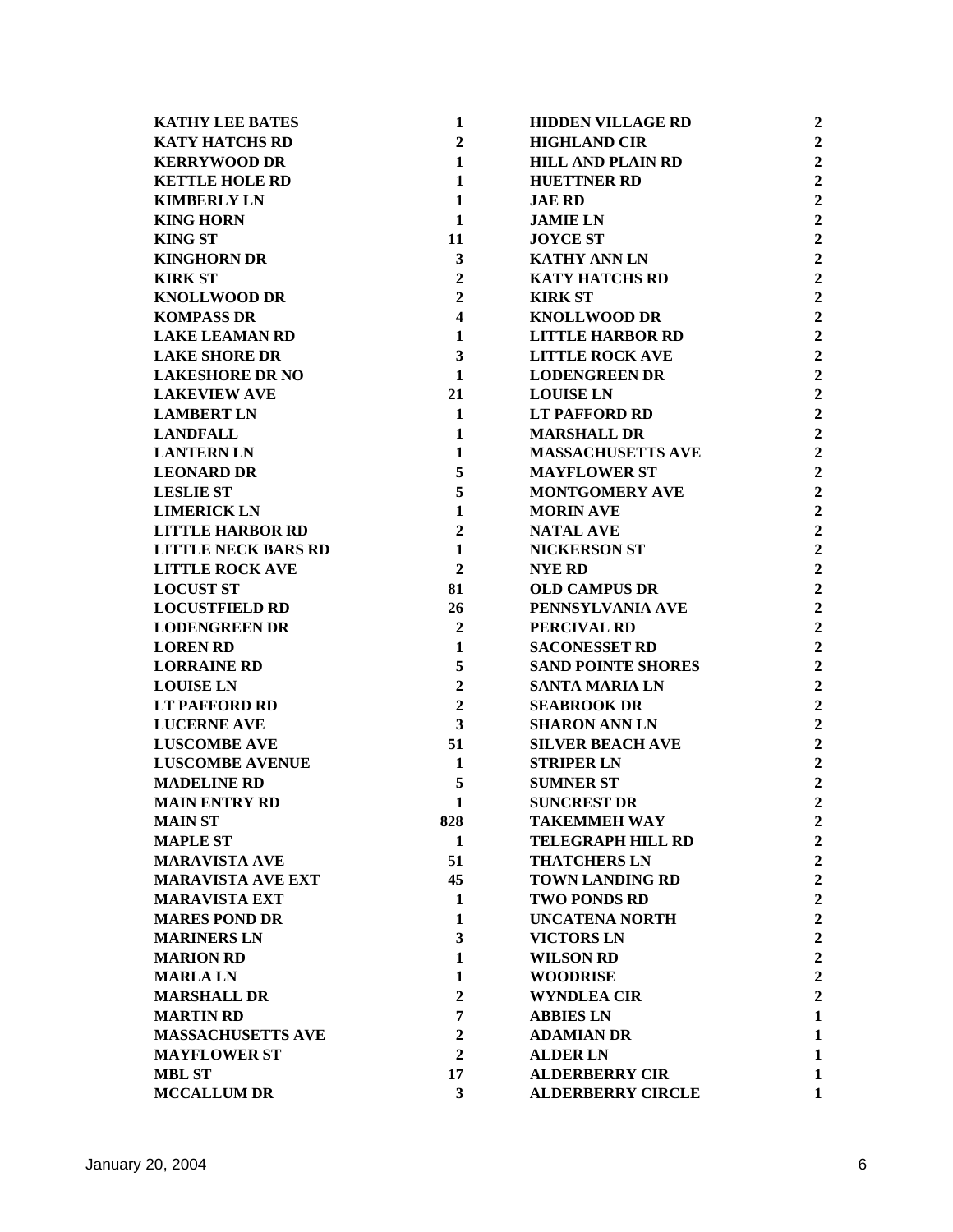| | | | |
|---|---|---|---|
| **KATHY LEE BATES** | **1** | **HIDDEN VILLAGE RD** | **2** |
| **KATY HATCHS RD** | **2** | **HIGHLAND CIR** | **2** |
| **KERRYWOOD DR** | **1** | **HILL AND PLAIN RD** | **2** |
| **KETTLE HOLE RD** | **1** | **HUETTNER RD** | **2** |
| **KIMBERLY LN** | **1** | **JAE RD** | **2** |
| **KING HORN** | **1** | **JAMIE LN** | **2** |
| **KING ST** | **11** | **JOYCE ST** | **2** |
| **KINGHORN DR** | **3** | **KATHY ANN LN** | **2** |
| **KIRK ST** | **2** | **KATY HATCHS RD** | **2** |
| **KNOLLWOOD DR** | **2** | **KIRK ST** | **2** |
| **KOMPASS DR** | **4** | **KNOLLWOOD DR** | **2** |
| **LAKE LEAMAN RD** | **1** | **LITTLE HARBOR RD** | **2** |
| **LAKE SHORE DR** | **3** | **LITTLE ROCK AVE** | **2** |
| **LAKESHORE DR NO** | **1** | **LODENGREEN DR** | **2** |
| **LAKEVIEW AVE** | **21** | **LOUISE LN** | **2** |
| **LAMBERT LN** | **1** | **LT PAFFORD RD** | **2** |
| **LANDFALL** | **1** | **MARSHALL DR** | **2** |
| **LANTERN LN** | **1** | **MASSACHUSETTS AVE** | **2** |
| **LEONARD DR** | **5** | **MAYFLOWER ST** | **2** |
| **LESLIE ST** | **5** | **MONTGOMERY AVE** | **2** |
| **LIMERICK LN** | **1** | **MORIN AVE** | **2** |
| **LITTLE HARBOR RD** | **2** | **NATAL AVE** | **2** |
| **LITTLE NECK BARS RD** | **1** | **NICKERSON ST** | **2** |
| **LITTLE ROCK AVE** | **2** | **NYE RD** | **2** |
| **LOCUST ST** | **81** | **OLD CAMPUS DR** | **2** |
| **LOCUSTFIELD RD** | **26** | **PENNSYLVANIA AVE** | **2** |
| **LODENGREEN DR** | **2** | **PERCIVAL RD** | **2** |
| **LOREN RD** | **1** | **SACONESSET RD** | **2** |
| **LORRAINE RD** | **5** | **SAND POINTE SHORES** | **2** |
| **LOUISE LN** | **2** | **SANTA MARIA LN** | **2** |
| **LT PAFFORD RD** | **2** | **SEABROOK DR** | **2** |
| **LUCERNE AVE** | **3** | **SHARON ANN LN** | **2** |
| **LUSCOMBE AVE** | **51** | **SILVER BEACH AVE** | **2** |
| **LUSCOMBE AVENUE** | **1** | **STRIPER LN** | **2** |
| **MADELINE RD** | **5** | **SUMNER ST** | **2** |
| **MAIN ENTRY RD** | **1** | **SUNCREST DR** | **2** |
| **MAIN ST** | **828** | **TAKEMMEH WAY** | **2** |
| **MAPLE ST** | **1** | **TELEGRAPH HILL RD** | **2** |
| **MARAVISTA AVE** | **51** | **THATCHERS LN** | **2** |
| **MARAVISTA AVE EXT** | **45** | **TOWN LANDING RD** | **2** |
| **MARAVISTA EXT** | **1** | **TWO PONDS RD** | **2** |
| **MARES POND DR** | **1** | **UNCATENA NORTH** | **2** |
| **MARINERS LN** | **3** | **VICTORS LN** | **2** |
| **MARION RD** | **1** | **WILSON RD** | **2** |
| **MARLA LN** | **1** | **WOODRISE** | **2** |
| **MARSHALL DR** | **2** | **WYNDLEA CIR** | **2** |
| **MARTIN RD** | **7** | **ABBIES LN** | **1** |
| **MASSACHUSETTS AVE** | **2** | **ADAMIAN DR** | **1** |
| **MAYFLOWER ST** | **2** | **ALDER LN** | **1** |
| **MBL ST** | **17** | **ALDERBERRY CIR** | **1** |
| **MCCALLUM DR** | **3** | **ALDERBERRY CIRCLE** | **1** |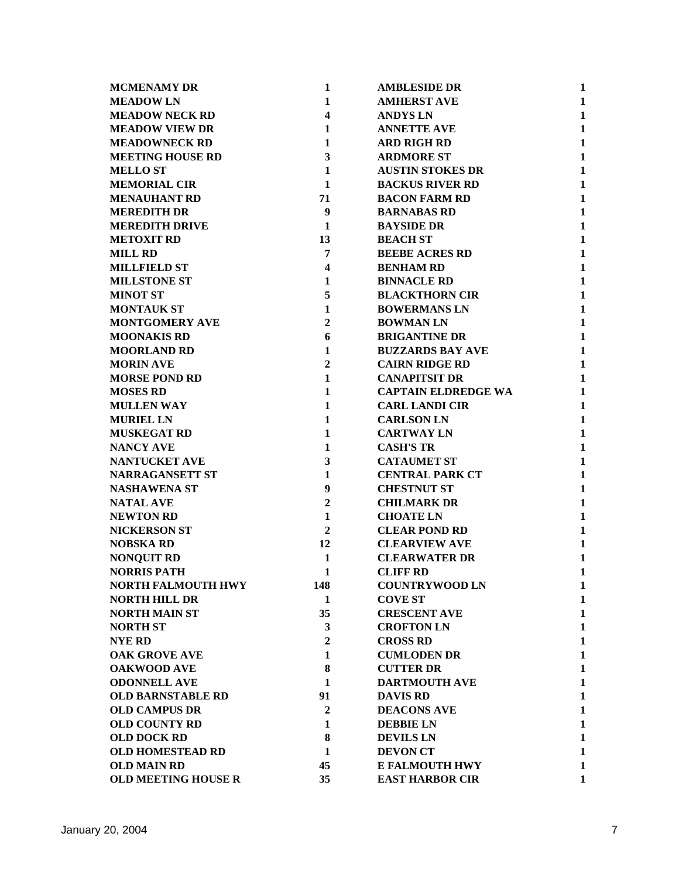| Street | Count |
|---|---|
| MCMENAMY DR | 1 |
| MEADOW LN | 1 |
| MEADOW NECK RD | 4 |
| MEADOW VIEW DR | 1 |
| MEADOWNECK RD | 1 |
| MEETING HOUSE RD | 3 |
| MELLO ST | 1 |
| MEMORIAL CIR | 1 |
| MENAUHANT RD | 71 |
| MEREDITH DR | 9 |
| MEREDITH DRIVE | 1 |
| METOXIT RD | 13 |
| MILL RD | 7 |
| MILLFIELD ST | 4 |
| MILLSTONE ST | 1 |
| MINOT ST | 5 |
| MONTAUK ST | 1 |
| MONTGOMERY AVE | 2 |
| MOONAKIS RD | 6 |
| MOORLAND RD | 1 |
| MORIN AVE | 2 |
| MORSE POND RD | 1 |
| MOSES RD | 1 |
| MULLEN WAY | 1 |
| MURIEL LN | 1 |
| MUSKEGAT RD | 1 |
| NANCY AVE | 1 |
| NANTUCKET AVE | 3 |
| NARRAGANSETT ST | 1 |
| NASHAWENA ST | 9 |
| NATAL AVE | 2 |
| NEWTON RD | 1 |
| NICKERSON ST | 2 |
| NOBSKA RD | 12 |
| NONQUIT RD | 1 |
| NORRIS PATH | 1 |
| NORTH FALMOUTH HWY | 148 |
| NORTH HILL DR | 1 |
| NORTH MAIN ST | 35 |
| NORTH ST | 3 |
| NYE RD | 2 |
| OAK GROVE AVE | 1 |
| OAKWOOD AVE | 8 |
| ODONNELL AVE | 1 |
| OLD BARNSTABLE RD | 91 |
| OLD CAMPUS DR | 2 |
| OLD COUNTY RD | 1 |
| OLD DOCK RD | 8 |
| OLD HOMESTEAD RD | 1 |
| OLD MAIN RD | 45 |
| OLD MEETING HOUSE R | 35 |
| AMBLESIDE DR | 1 |
| AMHERST AVE | 1 |
| ANDYS LN | 1 |
| ANNETTE AVE | 1 |
| ARD RIGH RD | 1 |
| ARDMORE ST | 1 |
| AUSTIN STOKES DR | 1 |
| BACKUS RIVER RD | 1 |
| BACON FARM RD | 1 |
| BARNABAS RD | 1 |
| BAYSIDE DR | 1 |
| BEACH ST | 1 |
| BEEBE ACRES RD | 1 |
| BENHAM RD | 1 |
| BINNACLE RD | 1 |
| BLACKTHORN CIR | 1 |
| BOWERMANS LN | 1 |
| BOWMAN LN | 1 |
| BRIGANTINE DR | 1 |
| BUZZARDS BAY AVE | 1 |
| CAIRN RIDGE RD | 1 |
| CANAPITSIT DR | 1 |
| CAPTAIN ELDREDGE WA | 1 |
| CARL LANDI CIR | 1 |
| CARLSON LN | 1 |
| CARTWAY LN | 1 |
| CASH'S TR | 1 |
| CATAUMET ST | 1 |
| CENTRAL PARK CT | 1 |
| CHESTNUT ST | 1 |
| CHILMARK DR | 1 |
| CHOATE LN | 1 |
| CLEAR POND RD | 1 |
| CLEARVIEW AVE | 1 |
| CLEARWATER DR | 1 |
| CLIFF RD | 1 |
| COUNTRYWOOD LN | 1 |
| COVE ST | 1 |
| CRESCENT AVE | 1 |
| CROFTON LN | 1 |
| CROSS RD | 1 |
| CUMLODEN DR | 1 |
| CUTTER DR | 1 |
| DARTMOUTH AVE | 1 |
| DAVIS RD | 1 |
| DEACONS AVE | 1 |
| DEBBIE LN | 1 |
| DEVILS LN | 1 |
| DEVON CT | 1 |
| E FALMOUTH HWY | 1 |
| EAST HARBOR CIR | 1 |

January 20, 2004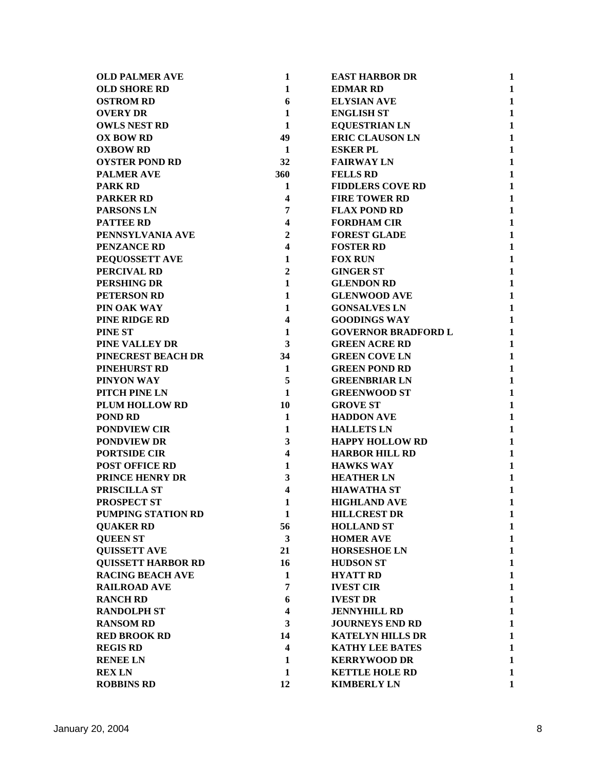| | |
|---|---|
| OLD PALMER AVE | 1 |
| OLD SHORE RD | 1 |
| OSTROM RD | 6 |
| OVERY DR | 1 |
| OWLS NEST RD | 1 |
| OX BOW RD | 49 |
| OXBOW RD | 1 |
| OYSTER POND RD | 32 |
| PALMER AVE | 360 |
| PARK RD | 1 |
| PARKER RD | 4 |
| PARSONS LN | 7 |
| PATTEE RD | 4 |
| PENNSYLVANIA AVE | 2 |
| PENZANCE RD | 4 |
| PEQUOSSETT AVE | 1 |
| PERCIVAL RD | 2 |
| PERSHING DR | 1 |
| PETERSON RD | 1 |
| PIN OAK WAY | 1 |
| PINE RIDGE RD | 4 |
| PINE ST | 1 |
| PINE VALLEY DR | 3 |
| PINECREST BEACH DR | 34 |
| PINEHURST RD | 1 |
| PINYON WAY | 5 |
| PITCH PINE LN | 1 |
| PLUM HOLLOW RD | 10 |
| POND RD | 1 |
| PONDVIEW CIR | 1 |
| PONDVIEW DR | 3 |
| PORTSIDE CIR | 4 |
| POST OFFICE RD | 1 |
| PRINCE HENRY DR | 3 |
| PRISCILLA ST | 4 |
| PROSPECT ST | 1 |
| PUMPING STATION RD | 1 |
| QUAKER RD | 56 |
| QUEEN ST | 3 |
| QUISSETT AVE | 21 |
| QUISSETT HARBOR RD | 16 |
| RACING BEACH AVE | 1 |
| RAILROAD AVE | 7 |
| RANCH RD | 6 |
| RANDOLPH ST | 4 |
| RANSOM RD | 3 |
| RED BROOK RD | 14 |
| REGIS RD | 4 |
| RENEE LN | 1 |
| REX LN | 1 |
| ROBBINS RD | 12 |
| EAST HARBOR DR | 1 |
| EDMAR RD | 1 |
| ELYSIAN AVE | 1 |
| ENGLISH ST | 1 |
| EQUESTRIAN LN | 1 |
| ERIC CLAUSON LN | 1 |
| ESKER PL | 1 |
| FAIRWAY LN | 1 |
| FELLS RD | 1 |
| FIDDLERS COVE RD | 1 |
| FIRE TOWER RD | 1 |
| FLAX POND RD | 1 |
| FORDHAM CIR | 1 |
| FOREST GLADE | 1 |
| FOSTER RD | 1 |
| FOX RUN | 1 |
| GINGER ST | 1 |
| GLENDON RD | 1 |
| GLENWOOD AVE | 1 |
| GONSALVES LN | 1 |
| GOODINGS WAY | 1 |
| GOVERNOR BRADFORD L | 1 |
| GREEN ACRE RD | 1 |
| GREEN COVE LN | 1 |
| GREEN POND RD | 1 |
| GREENBRIAR LN | 1 |
| GREENWOOD ST | 1 |
| GROVE ST | 1 |
| HADDON AVE | 1 |
| HALLETS LN | 1 |
| HAPPY HOLLOW RD | 1 |
| HARBOR HILL RD | 1 |
| HAWKS WAY | 1 |
| HEATHER LN | 1 |
| HIAWATHA ST | 1 |
| HIGHLAND AVE | 1 |
| HILLCREST DR | 1 |
| HOLLAND ST | 1 |
| HOMER AVE | 1 |
| HORSESHOE LN | 1 |
| HUDSON ST | 1 |
| HYATT RD | 1 |
| IVEST CIR | 1 |
| IVEST DR | 1 |
| JENNYHILL RD | 1 |
| JOURNEYS END RD | 1 |
| KATELYN HILLS DR | 1 |
| KATHY LEE BATES | 1 |
| KERRYWOOD DR | 1 |
| KETTLE HOLE RD | 1 |
| KIMBERLY LN | 1 |

January 20, 2004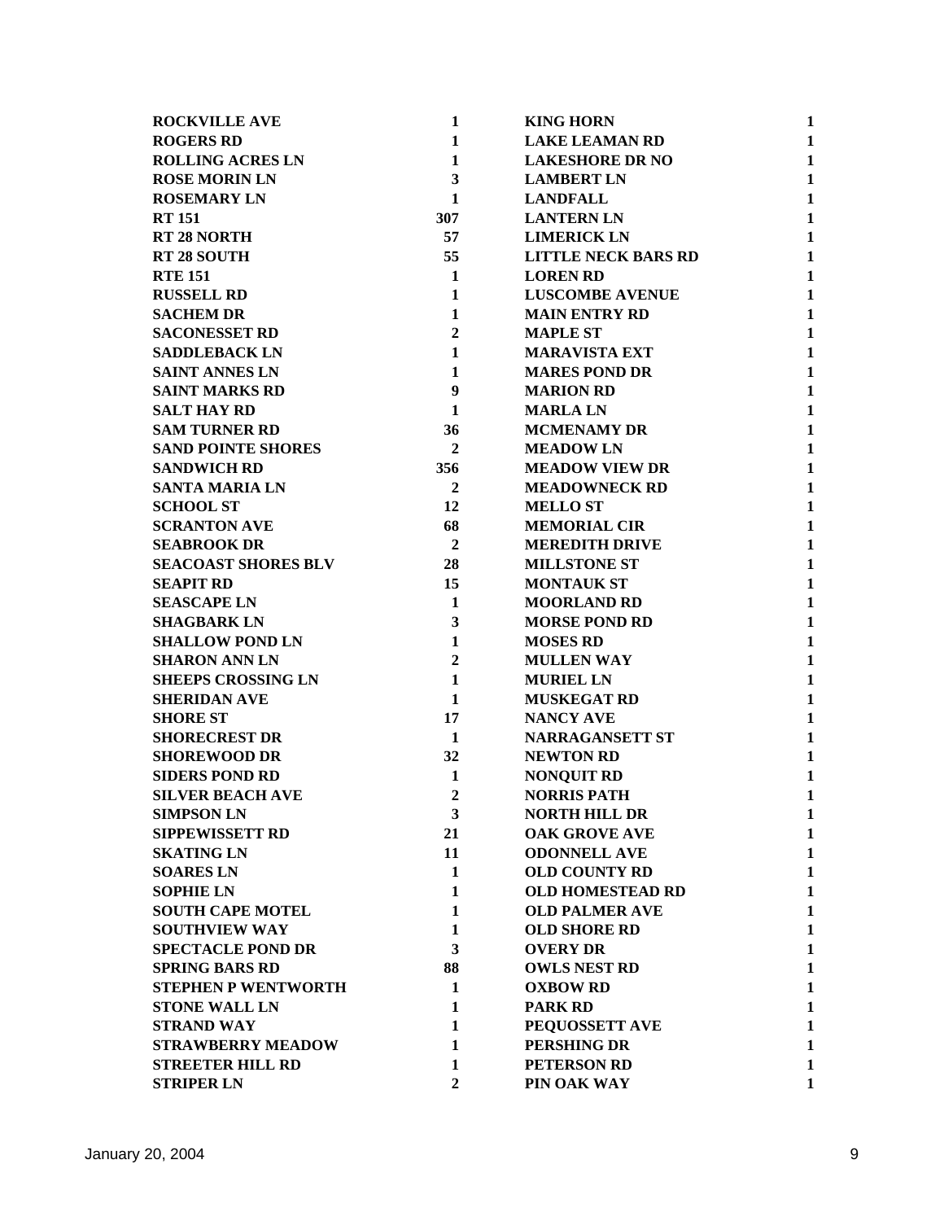| | |
|---|---|
| **ROCKVILLE AVE** | **1** |
| **ROGERS RD** | **1** |
| **ROLLING ACRES LN** | **1** |
| **ROSE MORIN LN** | **3** |
| **ROSEMARY LN** | **1** |
| **RT 151** | **307** |
| **RT 28 NORTH** | **57** |
| **RT 28 SOUTH** | **55** |
| **RTE 151** | **1** |
| **RUSSELL RD** | **1** |
| **SACHEM DR** | **1** |
| **SACONESSET RD** | **2** |
| **SADDLEBACK LN** | **1** |
| **SAINT ANNES LN** | **1** |
| **SAINT MARKS RD** | **9** |
| **SALT HAY RD** | **1** |
| **SAM TURNER RD** | **36** |
| **SAND POINTE SHORES** | **2** |
| **SANDWICH RD** | **356** |
| **SANTA MARIA LN** | **2** |
| **SCHOOL ST** | **12** |
| **SCRANTON AVE** | **68** |
| **SEABROOK DR** | **2** |
| **SEACOAST SHORES BLV** | **28** |
| **SEAPIT RD** | **15** |
| **SEASCAPE LN** | **1** |
| **SHAGBARK LN** | **3** |
| **SHALLOW POND LN** | **1** |
| **SHARON ANN LN** | **2** |
| **SHEEPS CROSSING LN** | **1** |
| **SHERIDAN AVE** | **1** |
| **SHORE ST** | **17** |
| **SHORECREST DR** | **1** |
| **SHOREWOOD DR** | **32** |
| **SIDERS POND RD** | **1** |
| **SILVER BEACH AVE** | **2** |
| **SIMPSON LN** | **3** |
| **SIPPEWISSETT RD** | **21** |
| **SKATING LN** | **11** |
| **SOARES LN** | **1** |
| **SOPHIE LN** | **1** |
| **SOUTH CAPE MOTEL** | **1** |
| **SOUTHVIEW WAY** | **1** |
| **SPECTACLE POND DR** | **3** |
| **SPRING BARS RD** | **88** |
| **STEPHEN P WENTWORTH** | **1** |
| **STONE WALL LN** | **1** |
| **STRAND WAY** | **1** |
| **STRAWBERRY MEADOW** | **1** |
| **STREETER HILL RD** | **1** |
| **STRIPER LN** | **2** |
| **KING HORN** | **1** |
| **LAKE LEAMAN RD** | **1** |
| **LAKESHORE DR NO** | **1** |
| **LAMBERT LN** | **1** |
| **LANDFALL** | **1** |
| **LANTERN LN** | **1** |
| **LIMERICK LN** | **1** |
| **LITTLE NECK BARS RD** | **1** |
| **LOREN RD** | **1** |
| **LUSCOMBE AVENUE** | **1** |
| **MAIN ENTRY RD** | **1** |
| **MAPLE ST** | **1** |
| **MARAVISTA EXT** | **1** |
| **MARES POND DR** | **1** |
| **MARION RD** | **1** |
| **MARLA LN** | **1** |
| **MCMENAMY DR** | **1** |
| **MEADOW LN** | **1** |
| **MEADOW VIEW DR** | **1** |
| **MEADOWNECK RD** | **1** |
| **MELLO ST** | **1** |
| **MEMORIAL CIR** | **1** |
| **MEREDITH DRIVE** | **1** |
| **MILLSTONE ST** | **1** |
| **MONTAUK ST** | **1** |
| **MOORLAND RD** | **1** |
| **MORSE POND RD** | **1** |
| **MOSES RD** | **1** |
| **MULLEN WAY** | **1** |
| **MURIEL LN** | **1** |
| **MUSKEGAT RD** | **1** |
| **NANCY AVE** | **1** |
| **NARRAGANSETT ST** | **1** |
| **NEWTON RD** | **1** |
| **NONQUIT RD** | **1** |
| **NORRIS PATH** | **1** |
| **NORTH HILL DR** | **1** |
| **OAK GROVE AVE** | **1** |
| **ODONNELL AVE** | **1** |
| **OLD COUNTY RD** | **1** |
| **OLD HOMESTEAD RD** | **1** |
| **OLD PALMER AVE** | **1** |
| **OLD SHORE RD** | **1** |
| **OVERY DR** | **1** |
| **OWLS NEST RD** | **1** |
| **OXBOW RD** | **1** |
| **PARK RD** | **1** |
| **PEQUOSSETT AVE** | **1** |
| **PERSHING DR** | **1** |
| **PETERSON RD** | **1** |
| **PIN OAK WAY** | **1** |

January 20, 2004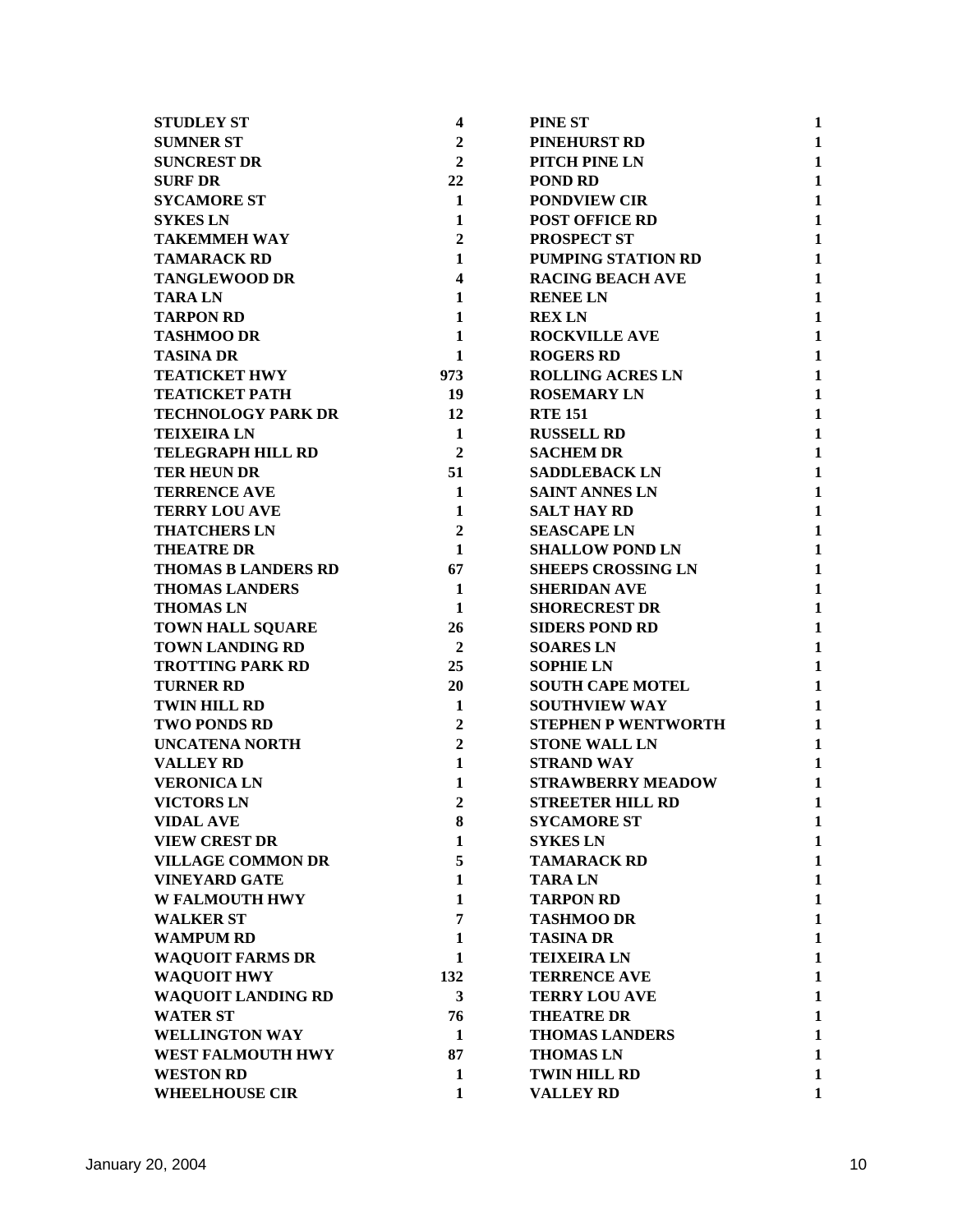| STUDLEY ST | 4 |
|---|---|
| SUMNER ST | 2 |
| SUNCREST DR | 2 |
| SURF DR | 22 |
| SYCAMORE ST | 1 |
| SYKES LN | 1 |
| TAKEMMEH WAY | 2 |
| TAMARACK RD | 1 |
| TANGLEWOOD DR | 4 |
| TARA LN | 1 |
| TARPON RD | 1 |
| TASHMOO DR | 1 |
| TASINA DR | 1 |
| TEATICKET HWY | 973 |
| TEATICKET PATH | 19 |
| TECHNOLOGY PARK DR | 12 |
| TEIXEIRA LN | 1 |
| TELEGRAPH HILL RD | 2 |
| TER HEUN DR | 51 |
| TERRENCE AVE | 1 |
| TERRY LOU AVE | 1 |
| THATCHERS LN | 2 |
| THEATRE DR | 1 |
| THOMAS B LANDERS RD | 67 |
| THOMAS LANDERS | 1 |
| THOMAS LN | 1 |
| TOWN HALL SQUARE | 26 |
| TOWN LANDING RD | 2 |
| TROTTING PARK RD | 25 |
| TURNER RD | 20 |
| TWIN HILL RD | 1 |
| TWO PONDS RD | 2 |
| UNCATENA NORTH | 2 |
| VALLEY RD | 1 |
| VERONICA LN | 1 |
| VICTORS LN | 2 |
| VIDAL AVE | 8 |
| VIEW CREST DR | 1 |
| VILLAGE COMMON DR | 5 |
| VINEYARD GATE | 1 |
| W FALMOUTH HWY | 1 |
| WALKER ST | 7 |
| WAMPUM RD | 1 |
| WAQUOIT FARMS DR | 1 |
| WAQUOIT HWY | 132 |
| WAQUOIT LANDING RD | 3 |
| WATER ST | 76 |
| WELLINGTON WAY | 1 |
| WEST FALMOUTH HWY | 87 |
| WESTON RD | 1 |
| WHEELHOUSE CIR | 1 |

| PINE ST | 1 |
|---|---|
| PINEHURST RD | 1 |
| PITCH PINE LN | 1 |
| POND RD | 1 |
| PONDVIEW CIR | 1 |
| POST OFFICE RD | 1 |
| PROSPECT ST | 1 |
| PUMPING STATION RD | 1 |
| RACING BEACH AVE | 1 |
| RENEE LN | 1 |
| REX LN | 1 |
| ROCKVILLE AVE | 1 |
| ROGERS RD | 1 |
| ROLLING ACRES LN | 1 |
| ROSEMARY LN | 1 |
| RTE 151 | 1 |
| RUSSELL RD | 1 |
| SACHEM DR | 1 |
| SADDLEBACK LN | 1 |
| SAINT ANNES LN | 1 |
| SALT HAY RD | 1 |
| SEASCAPE LN | 1 |
| SHALLOW POND LN | 1 |
| SHEEPS CROSSING LN | 1 |
| SHERIDAN AVE | 1 |
| SHORECREST DR | 1 |
| SIDERS POND RD | 1 |
| SOARES LN | 1 |
| SOPHIE LN | 1 |
| SOUTH CAPE MOTEL | 1 |
| SOUTHVIEW WAY | 1 |
| STEPHEN P WENTWORTH | 1 |
| STONE WALL LN | 1 |
| STRAND WAY | 1 |
| STRAWBERRY MEADOW | 1 |
| STREETER HILL RD | 1 |
| SYCAMORE ST | 1 |
| SYKES LN | 1 |
| TAMARACK RD | 1 |
| TARA LN | 1 |
| TARPON RD | 1 |
| TASHMOO DR | 1 |
| TASINA DR | 1 |
| TEIXEIRA LN | 1 |
| TERRENCE AVE | 1 |
| TERRY LOU AVE | 1 |
| THEATRE DR | 1 |
| THOMAS LANDERS | 1 |
| THOMAS LN | 1 |
| TWIN HILL RD | 1 |
| VALLEY RD | 1 |

January 20, 2004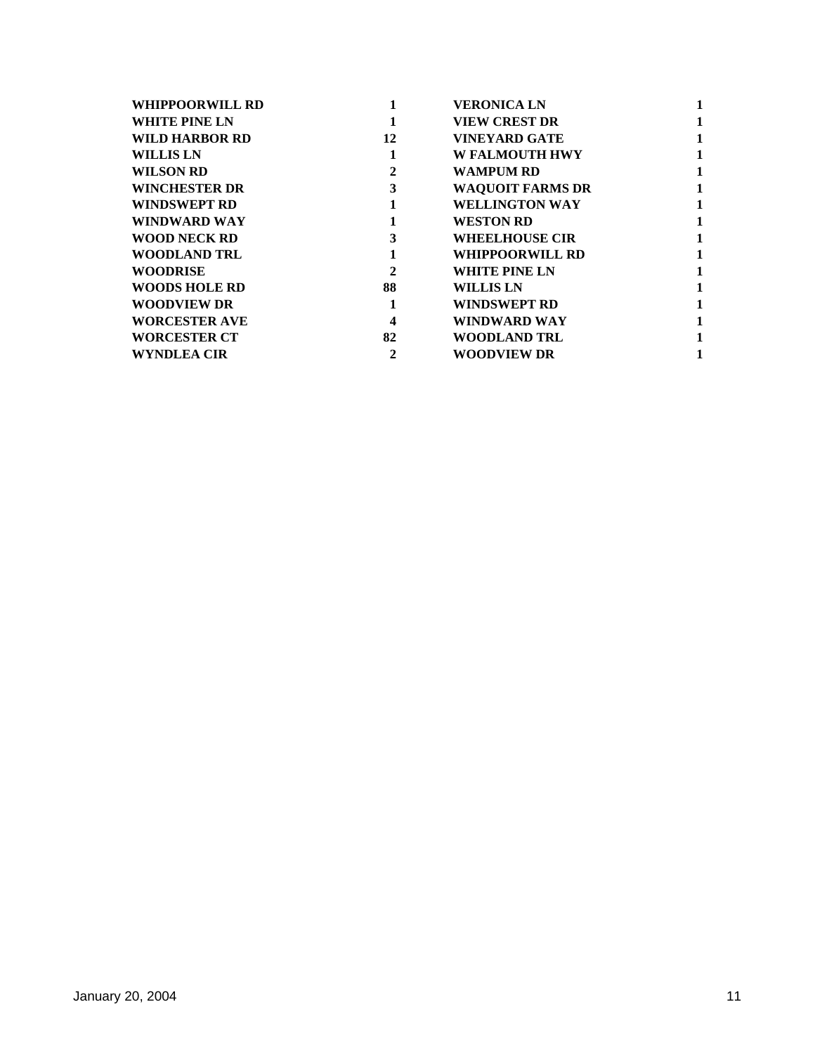| | | | |
|---|---|---|---|
| **WHIPPOORWILL RD** | **1** | **VERONICA LN** | **1** |
| **WHITE PINE LN** | **1** | **VIEW CREST DR** | **1** |
| **WILD HARBOR RD** | **12** | **VINEYARD GATE** | **1** |
| **WILLIS LN** | **1** | **W FALMOUTH HWY** | **1** |
| **WILSON RD** | **2** | **WAMPUM RD** | **1** |
| **WINCHESTER DR** | **3** | **WAQUOIT FARMS DR** | **1** |
| **WINDSWEPT RD** | **1** | **WELLINGTON WAY** | **1** |
| **WINDWARD WAY** | **1** | **WESTON RD** | **1** |
| **WOOD NECK RD** | **3** | **WHEELHOUSE CIR** | **1** |
| **WOODLAND TRL** | **1** | **WHIPPOORWILL RD** | **1** |
| **WOODRISE** | **2** | **WHITE PINE LN** | **1** |
| **WOODS HOLE RD** | **88** | **WILLIS LN** | **1** |
| **WOODVIEW DR** | **1** | **WINDSWEPT RD** | **1** |
| **WORCESTER AVE** | **4** | **WINDWARD WAY** | **1** |
| **WORCESTER CT** | **82** | **WOODLAND TRL** | **1** |
| **WYNDLEA CIR** | **2** | **WOODVIEW DR** | **1** |